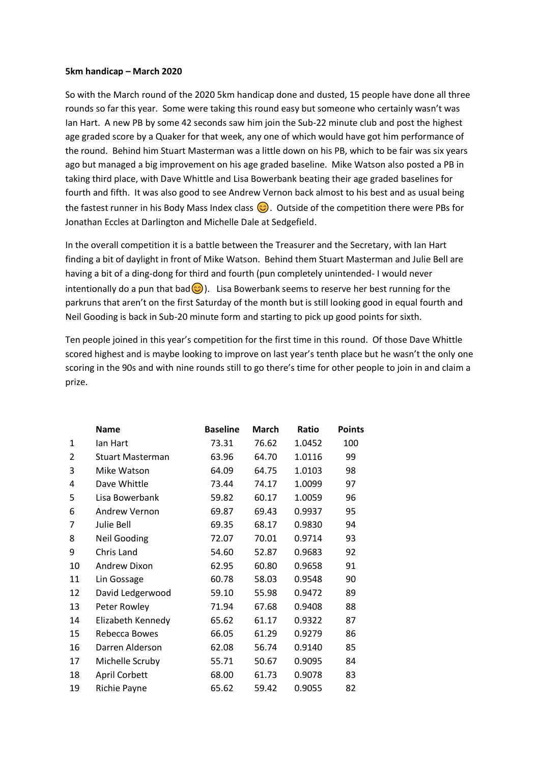**5km handicap – March 2020**

So with the March round of the 2020 5km handicap done and dusted, 15 people have done all three rounds so far this year. Some were taking this round easy but someone who certainly wasn't was Ian Hart. A new PB by some 42 seconds saw him join the Sub-22 minute club and post the highest age graded score by a Quaker for that week, any one of which would have got him performance of the round. Behind him Stuart Masterman was a little down on his PB, which to be fair was six years ago but managed a big improvement on his age graded baseline. Mike Watson also posted a PB in taking third place, with Dave Whittle and Lisa Bowerbank beating their age graded baselines for fourth and fifth. It was also good to see Andrew Vernon back almost to his best and as usual being the fastest runner in his Body Mass Index class 😊. Outside of the competition there were PBs for Jonathan Eccles at Darlington and Michelle Dale at Sedgefield.

In the overall competition it is a battle between the Treasurer and the Secretary, with Ian Hart finding a bit of daylight in front of Mike Watson. Behind them Stuart Masterman and Julie Bell are having a bit of a ding-dong for third and fourth (pun completely unintended- I would never intentionally do a pun that bad😊). Lisa Bowerbank seems to reserve her best running for the parkruns that aren't on the first Saturday of the month but is still looking good in equal fourth and Neil Gooding is back in Sub-20 minute form and starting to pick up good points for sixth.

Ten people joined in this year's competition for the first time in this round. Of those Dave Whittle scored highest and is maybe looking to improve on last year's tenth place but he wasn't the only one scoring in the 90s and with nine rounds still to go there's time for other people to join in and claim a prize.

| | Name | Baseline | March | Ratio | Points |
|---|---|---|---|---|---|
| 1 | Ian Hart | 73.31 | 76.62 | 1.0452 | 100 |
| 2 | Stuart Masterman | 63.96 | 64.70 | 1.0116 | 99 |
| 3 | Mike Watson | 64.09 | 64.75 | 1.0103 | 98 |
| 4 | Dave Whittle | 73.44 | 74.17 | 1.0099 | 97 |
| 5 | Lisa Bowerbank | 59.82 | 60.17 | 1.0059 | 96 |
| 6 | Andrew Vernon | 69.87 | 69.43 | 0.9937 | 95 |
| 7 | Julie Bell | 69.35 | 68.17 | 0.9830 | 94 |
| 8 | Neil Gooding | 72.07 | 70.01 | 0.9714 | 93 |
| 9 | Chris Land | 54.60 | 52.87 | 0.9683 | 92 |
| 10 | Andrew Dixon | 62.95 | 60.80 | 0.9658 | 91 |
| 11 | Lin Gossage | 60.78 | 58.03 | 0.9548 | 90 |
| 12 | David Ledgerwood | 59.10 | 55.98 | 0.9472 | 89 |
| 13 | Peter Rowley | 71.94 | 67.68 | 0.9408 | 88 |
| 14 | Elizabeth Kennedy | 65.62 | 61.17 | 0.9322 | 87 |
| 15 | Rebecca Bowes | 66.05 | 61.29 | 0.9279 | 86 |
| 16 | Darren Alderson | 62.08 | 56.74 | 0.9140 | 85 |
| 17 | Michelle Scruby | 55.71 | 50.67 | 0.9095 | 84 |
| 18 | April Corbett | 68.00 | 61.73 | 0.9078 | 83 |
| 19 | Richie Payne | 65.62 | 59.42 | 0.9055 | 82 |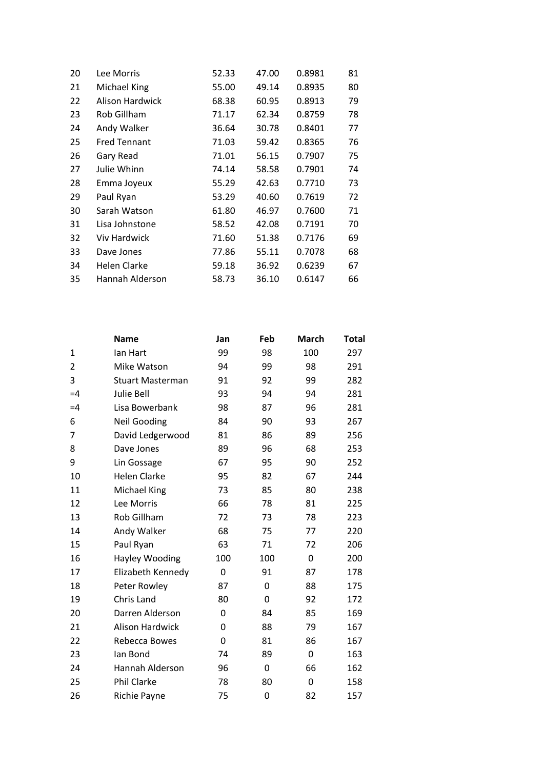| | | | | | |
|---|---|---|---|---|---|
| 20 | Lee Morris | 52.33 | 47.00 | 0.8981 | 81 |
| 21 | Michael King | 55.00 | 49.14 | 0.8935 | 80 |
| 22 | Alison Hardwick | 68.38 | 60.95 | 0.8913 | 79 |
| 23 | Rob Gillham | 71.17 | 62.34 | 0.8759 | 78 |
| 24 | Andy Walker | 36.64 | 30.78 | 0.8401 | 77 |
| 25 | Fred Tennant | 71.03 | 59.42 | 0.8365 | 76 |
| 26 | Gary Read | 71.01 | 56.15 | 0.7907 | 75 |
| 27 | Julie Whinn | 74.14 | 58.58 | 0.7901 | 74 |
| 28 | Emma Joyeux | 55.29 | 42.63 | 0.7710 | 73 |
| 29 | Paul Ryan | 53.29 | 40.60 | 0.7619 | 72 |
| 30 | Sarah Watson | 61.80 | 46.97 | 0.7600 | 71 |
| 31 | Lisa Johnstone | 58.52 | 42.08 | 0.7191 | 70 |
| 32 | Viv Hardwick | 71.60 | 51.38 | 0.7176 | 69 |
| 33 | Dave Jones | 77.86 | 55.11 | 0.7078 | 68 |
| 34 | Helen Clarke | 59.18 | 36.92 | 0.6239 | 67 |
| 35 | Hannah Alderson | 58.73 | 36.10 | 0.6147 | 66 |

| | Name | Jan | Feb | March | Total |
|---|---|---|---|---|---|
| 1 | Ian Hart | 99 | 98 | 100 | 297 |
| 2 | Mike Watson | 94 | 99 | 98 | 291 |
| 3 | Stuart Masterman | 91 | 92 | 99 | 282 |
| =4 | Julie Bell | 93 | 94 | 94 | 281 |
| =4 | Lisa Bowerbank | 98 | 87 | 96 | 281 |
| 6 | Neil Gooding | 84 | 90 | 93 | 267 |
| 7 | David Ledgerwood | 81 | 86 | 89 | 256 |
| 8 | Dave Jones | 89 | 96 | 68 | 253 |
| 9 | Lin Gossage | 67 | 95 | 90 | 252 |
| 10 | Helen Clarke | 95 | 82 | 67 | 244 |
| 11 | Michael King | 73 | 85 | 80 | 238 |
| 12 | Lee Morris | 66 | 78 | 81 | 225 |
| 13 | Rob Gillham | 72 | 73 | 78 | 223 |
| 14 | Andy Walker | 68 | 75 | 77 | 220 |
| 15 | Paul Ryan | 63 | 71 | 72 | 206 |
| 16 | Hayley Wooding | 100 | 100 | 0 | 200 |
| 17 | Elizabeth Kennedy | 0 | 91 | 87 | 178 |
| 18 | Peter Rowley | 87 | 0 | 88 | 175 |
| 19 | Chris Land | 80 | 0 | 92 | 172 |
| 20 | Darren Alderson | 0 | 84 | 85 | 169 |
| 21 | Alison Hardwick | 0 | 88 | 79 | 167 |
| 22 | Rebecca Bowes | 0 | 81 | 86 | 167 |
| 23 | Ian Bond | 74 | 89 | 0 | 163 |
| 24 | Hannah Alderson | 96 | 0 | 66 | 162 |
| 25 | Phil Clarke | 78 | 80 | 0 | 158 |
| 26 | Richie Payne | 75 | 0 | 82 | 157 |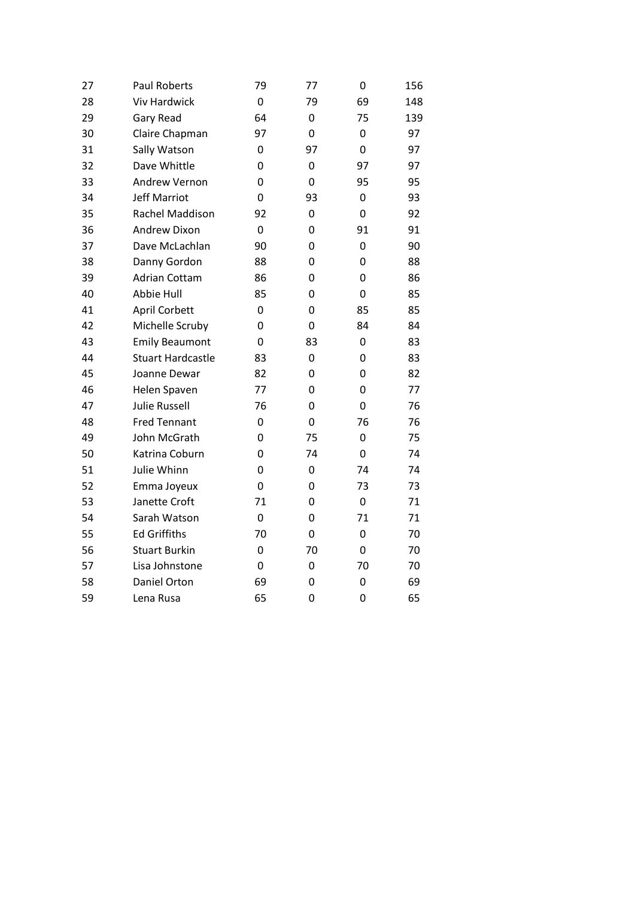| | | | | | |
|---|---|---|---|---|---|
| 27 | Paul Roberts | 79 | 77 | 0 | 156 |
| 28 | Viv Hardwick | 0 | 79 | 69 | 148 |
| 29 | Gary Read | 64 | 0 | 75 | 139 |
| 30 | Claire Chapman | 97 | 0 | 0 | 97 |
| 31 | Sally Watson | 0 | 97 | 0 | 97 |
| 32 | Dave Whittle | 0 | 0 | 97 | 97 |
| 33 | Andrew Vernon | 0 | 0 | 95 | 95 |
| 34 | Jeff Marriot | 0 | 93 | 0 | 93 |
| 35 | Rachel Maddison | 92 | 0 | 0 | 92 |
| 36 | Andrew Dixon | 0 | 0 | 91 | 91 |
| 37 | Dave McLachlan | 90 | 0 | 0 | 90 |
| 38 | Danny Gordon | 88 | 0 | 0 | 88 |
| 39 | Adrian Cottam | 86 | 0 | 0 | 86 |
| 40 | Abbie Hull | 85 | 0 | 0 | 85 |
| 41 | April Corbett | 0 | 0 | 85 | 85 |
| 42 | Michelle Scruby | 0 | 0 | 84 | 84 |
| 43 | Emily Beaumont | 0 | 83 | 0 | 83 |
| 44 | Stuart Hardcastle | 83 | 0 | 0 | 83 |
| 45 | Joanne Dewar | 82 | 0 | 0 | 82 |
| 46 | Helen Spaven | 77 | 0 | 0 | 77 |
| 47 | Julie Russell | 76 | 0 | 0 | 76 |
| 48 | Fred Tennant | 0 | 0 | 76 | 76 |
| 49 | John McGrath | 0 | 75 | 0 | 75 |
| 50 | Katrina Coburn | 0 | 74 | 0 | 74 |
| 51 | Julie Whinn | 0 | 0 | 74 | 74 |
| 52 | Emma Joyeux | 0 | 0 | 73 | 73 |
| 53 | Janette Croft | 71 | 0 | 0 | 71 |
| 54 | Sarah Watson | 0 | 0 | 71 | 71 |
| 55 | Ed Griffiths | 70 | 0 | 0 | 70 |
| 56 | Stuart Burkin | 0 | 70 | 0 | 70 |
| 57 | Lisa Johnstone | 0 | 0 | 70 | 70 |
| 58 | Daniel Orton | 69 | 0 | 0 | 69 |
| 59 | Lena Rusa | 65 | 0 | 0 | 65 |